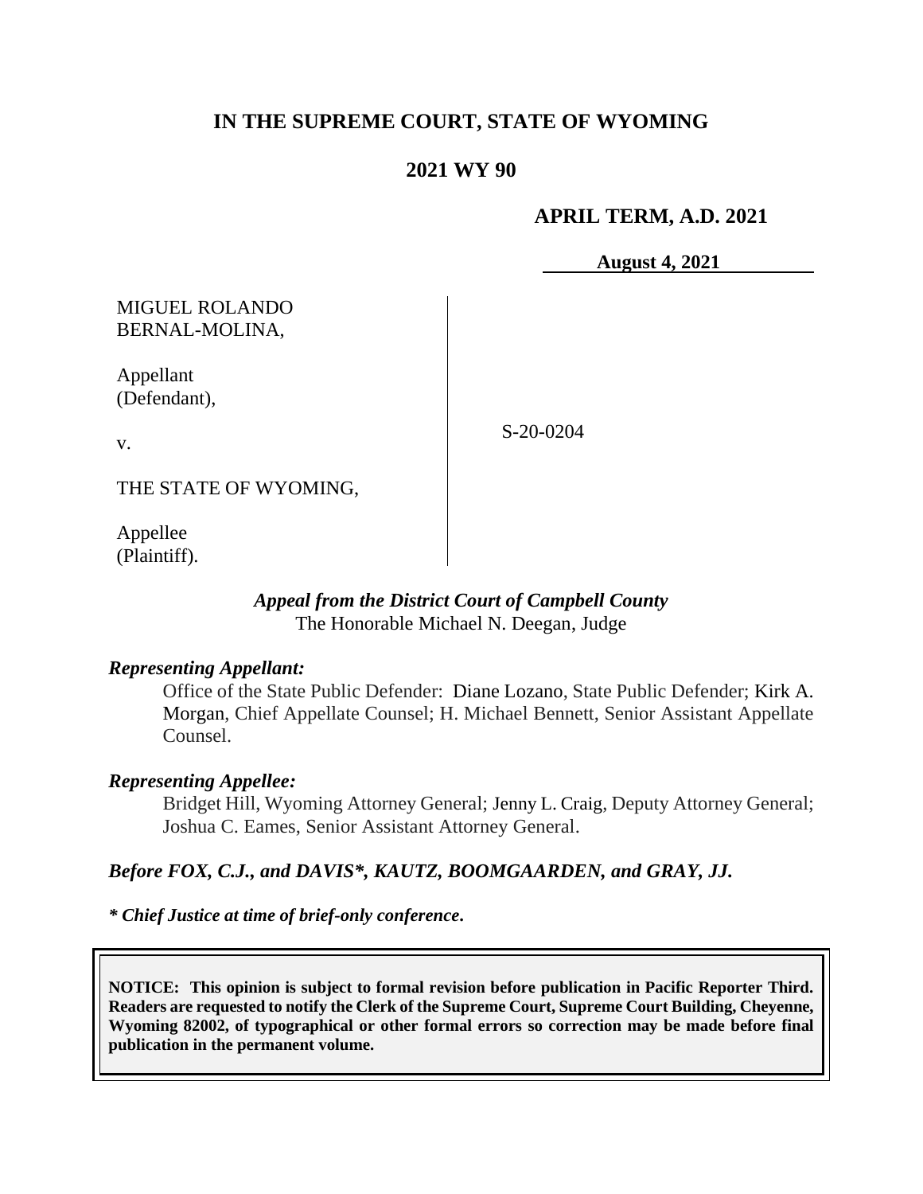# IN THE SUPREME COURT, STATE OF WYOMING

## 2021 WY 90

**APRIL TERM, A.D. 2021**

**August 4, 2021**

MIGUEL ROLANDO BERNAL-MOLINA,

Appellant (Defendant),

v.

THE STATE OF WYOMING,

Appellee (Plaintiff).

S-20-0204

*Appeal from the District Court of Campbell County*
The Honorable Michael N. Deegan, Judge

***Representing Appellant:***

Office of the State Public Defender: Diane Lozano, State Public Defender; Kirk A. Morgan, Chief Appellate Counsel; H. Michael Bennett, Senior Assistant Appellate Counsel.

***Representing Appellee:***

Bridget Hill, Wyoming Attorney General; Jenny L. Craig, Deputy Attorney General; Joshua C. Eames, Senior Assistant Attorney General.

***Before FOX, C.J., and DAVIS\*, KAUTZ, BOOMGAARDEN, and GRAY, JJ.***

***\* Chief Justice at time of brief-only conference.***

**NOTICE: This opinion is subject to formal revision before publication in Pacific Reporter Third. Readers are requested to notify the Clerk of the Supreme Court, Supreme Court Building, Cheyenne, Wyoming 82002, of typographical or other formal errors so correction may be made before final publication in the permanent volume.**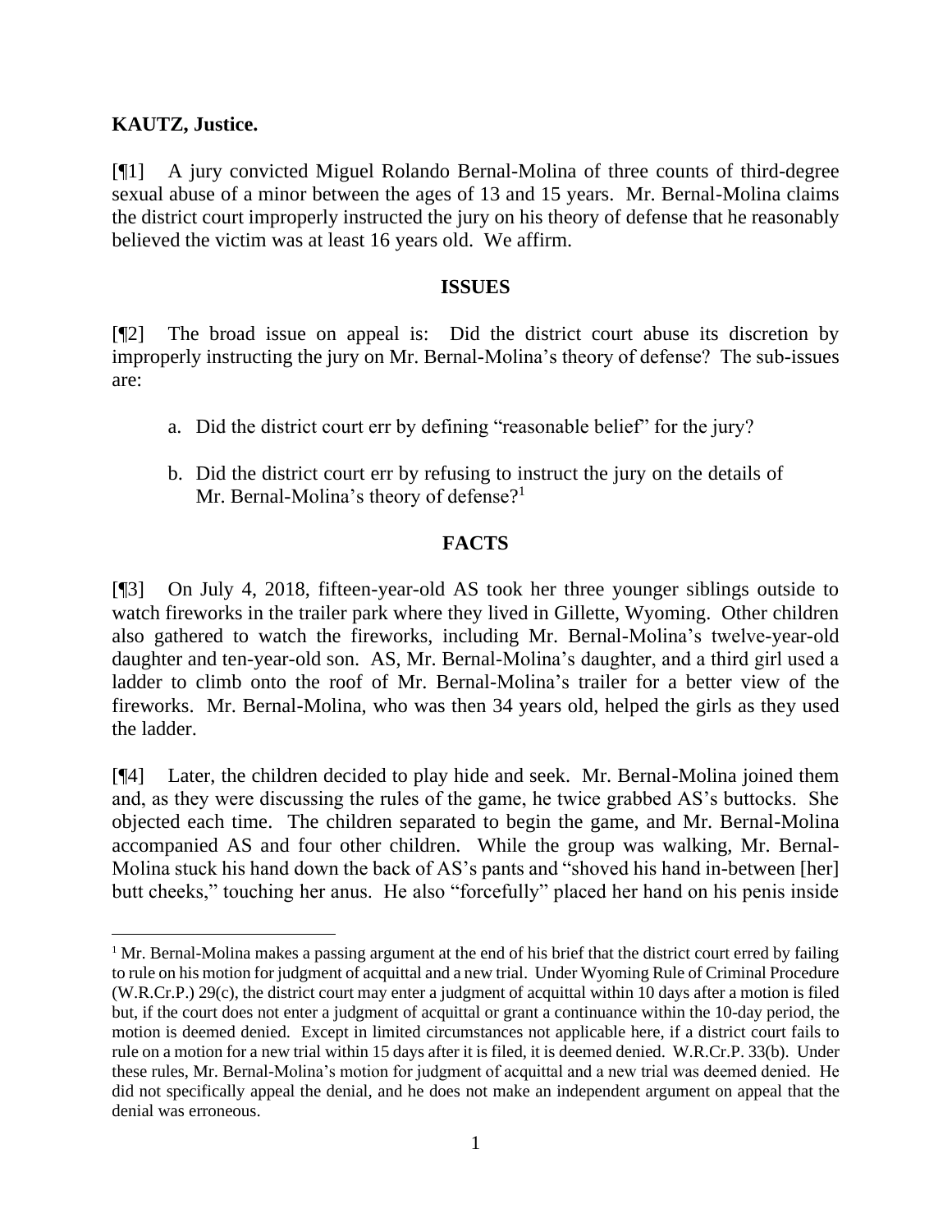**KAUTZ, Justice.**

[¶1] A jury convicted Miguel Rolando Bernal-Molina of three counts of third-degree sexual abuse of a minor between the ages of 13 and 15 years. Mr. Bernal-Molina claims the district court improperly instructed the jury on his theory of defense that he reasonably believed the victim was at least 16 years old. We affirm.

## ISSUES

[¶2] The broad issue on appeal is: Did the district court abuse its discretion by improperly instructing the jury on Mr. Bernal-Molina's theory of defense? The sub-issues are:

a. Did the district court err by defining "reasonable belief" for the jury?

b. Did the district court err by refusing to instruct the jury on the details of Mr. Bernal-Molina's theory of defense?[1]

## FACTS

[¶3] On July 4, 2018, fifteen-year-old AS took her three younger siblings outside to watch fireworks in the trailer park where they lived in Gillette, Wyoming. Other children also gathered to watch the fireworks, including Mr. Bernal-Molina's twelve-year-old daughter and ten-year-old son. AS, Mr. Bernal-Molina's daughter, and a third girl used a ladder to climb onto the roof of Mr. Bernal-Molina's trailer for a better view of the fireworks. Mr. Bernal-Molina, who was then 34 years old, helped the girls as they used the ladder.

[¶4] Later, the children decided to play hide and seek. Mr. Bernal-Molina joined them and, as they were discussing the rules of the game, he twice grabbed AS's buttocks. She objected each time. The children separated to begin the game, and Mr. Bernal-Molina accompanied AS and four other children. While the group was walking, Mr. Bernal-Molina stuck his hand down the back of AS's pants and "shoved his hand in-between [her] butt cheeks," touching her anus. He also "forcefully" placed her hand on his penis inside

---

[1] Mr. Bernal-Molina makes a passing argument at the end of his brief that the district court erred by failing to rule on his motion for judgment of acquittal and a new trial. Under Wyoming Rule of Criminal Procedure (W.R.Cr.P.) 29(c), the district court may enter a judgment of acquittal within 10 days after a motion is filed but, if the court does not enter a judgment of acquittal or grant a continuance within the 10-day period, the motion is deemed denied. Except in limited circumstances not applicable here, if a district court fails to rule on a motion for a new trial within 15 days after it is filed, it is deemed denied. W.R.Cr.P. 33(b). Under these rules, Mr. Bernal-Molina's motion for judgment of acquittal and a new trial was deemed denied. He did not specifically appeal the denial, and he does not make an independent argument on appeal that the denial was erroneous.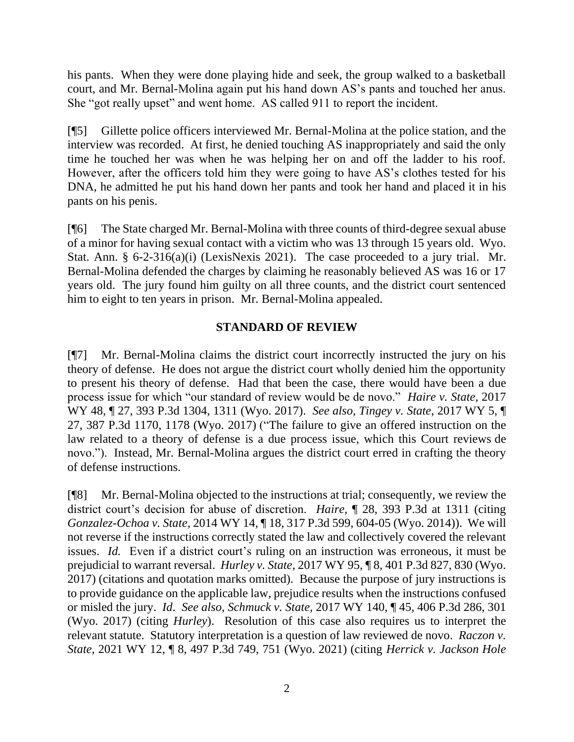his pants. When they were done playing hide and seek, the group walked to a basketball court, and Mr. Bernal-Molina again put his hand down AS's pants and touched her anus. She "got really upset" and went home. AS called 911 to report the incident.

[¶5] Gillette police officers interviewed Mr. Bernal-Molina at the police station, and the interview was recorded. At first, he denied touching AS inappropriately and said the only time he touched her was when he was helping her on and off the ladder to his roof. However, after the officers told him they were going to have AS's clothes tested for his DNA, he admitted he put his hand down her pants and took her hand and placed it in his pants on his penis.

[¶6] The State charged Mr. Bernal-Molina with three counts of third-degree sexual abuse of a minor for having sexual contact with a victim who was 13 through 15 years old. Wyo. Stat. Ann. § 6-2-316(a)(i) (LexisNexis 2021). The case proceeded to a jury trial. Mr. Bernal-Molina defended the charges by claiming he reasonably believed AS was 16 or 17 years old. The jury found him guilty on all three counts, and the district court sentenced him to eight to ten years in prison. Mr. Bernal-Molina appealed.

## STANDARD OF REVIEW

[¶7] Mr. Bernal-Molina claims the district court incorrectly instructed the jury on his theory of defense. He does not argue the district court wholly denied him the opportunity to present his theory of defense. Had that been the case, there would have been a due process issue for which "our standard of review would be de novo." *Haire v. State*, 2017 WY 48, ¶ 27, 393 P.3d 1304, 1311 (Wyo. 2017). *See also*, *Tingey v. State*, 2017 WY 5, ¶ 27, 387 P.3d 1170, 1178 (Wyo. 2017) ("The failure to give an offered instruction on the law related to a theory of defense is a due process issue, which this Court reviews de novo."). Instead, Mr. Bernal-Molina argues the district court erred in crafting the theory of defense instructions.

[¶8] Mr. Bernal-Molina objected to the instructions at trial; consequently, we review the district court's decision for abuse of discretion. *Haire*, ¶ 28, 393 P.3d at 1311 (citing *Gonzalez-Ochoa v. State*, 2014 WY 14, ¶ 18, 317 P.3d 599, 604-05 (Wyo. 2014)). We will not reverse if the instructions correctly stated the law and collectively covered the relevant issues. *Id.* Even if a district court's ruling on an instruction was erroneous, it must be prejudicial to warrant reversal. *Hurley v. State*, 2017 WY 95, ¶ 8, 401 P.3d 827, 830 (Wyo. 2017) (citations and quotation marks omitted). Because the purpose of jury instructions is to provide guidance on the applicable law, prejudice results when the instructions confused or misled the jury. *Id*. *See also*, *Schmuck v. State*, 2017 WY 140, ¶ 45, 406 P.3d 286, 301 (Wyo. 2017) (citing *Hurley*). Resolution of this case also requires us to interpret the relevant statute. Statutory interpretation is a question of law reviewed de novo. *Raczon v. State*, 2021 WY 12, ¶ 8, 497 P.3d 749, 751 (Wyo. 2021) (citing *Herrick v. Jackson Hole*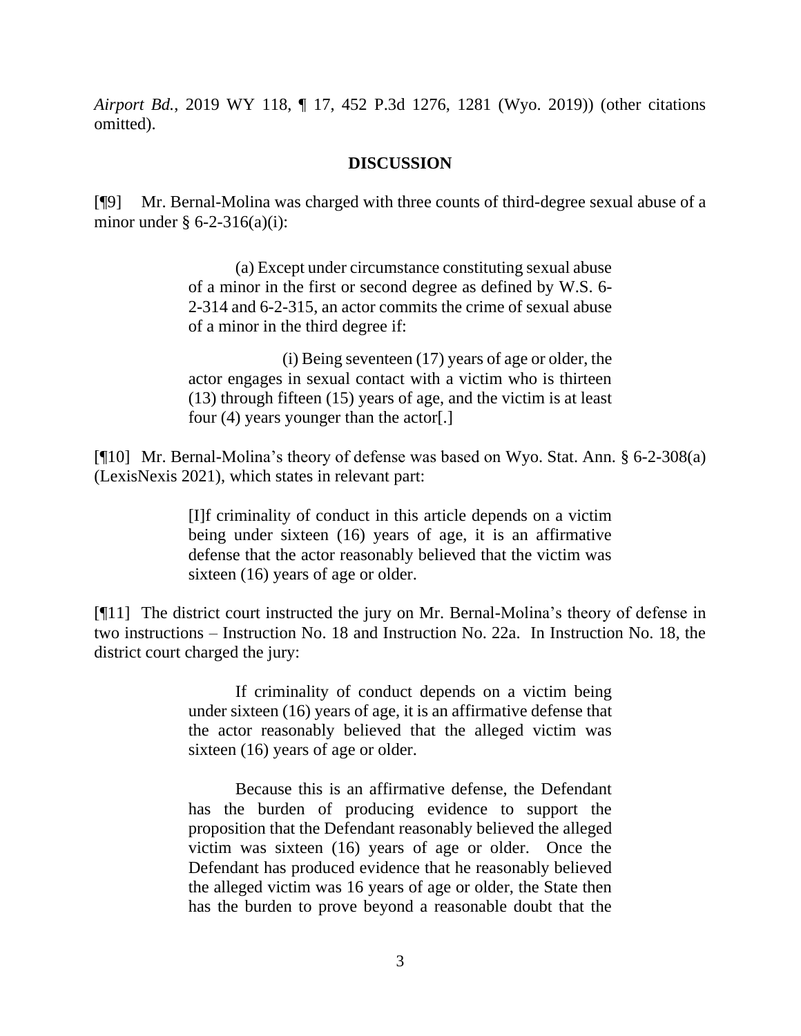*Airport Bd.*, 2019 WY 118, ¶ 17, 452 P.3d 1276, 1281 (Wyo. 2019)) (other citations omitted).

## DISCUSSION

[¶9] Mr. Bernal-Molina was charged with three counts of third-degree sexual abuse of a minor under § 6-2-316(a)(i):

> (a) Except under circumstance constituting sexual abuse of a minor in the first or second degree as defined by W.S. 6-2-314 and 6-2-315, an actor commits the crime of sexual abuse of a minor in the third degree if:
>
> (i) Being seventeen (17) years of age or older, the actor engages in sexual contact with a victim who is thirteen (13) through fifteen (15) years of age, and the victim is at least four (4) years younger than the actor[.]

[¶10] Mr. Bernal-Molina's theory of defense was based on Wyo. Stat. Ann. § 6-2-308(a) (LexisNexis 2021), which states in relevant part:

> [I]f criminality of conduct in this article depends on a victim being under sixteen (16) years of age, it is an affirmative defense that the actor reasonably believed that the victim was sixteen (16) years of age or older.

[¶11] The district court instructed the jury on Mr. Bernal-Molina's theory of defense in two instructions – Instruction No. 18 and Instruction No. 22a. In Instruction No. 18, the district court charged the jury:

> If criminality of conduct depends on a victim being under sixteen (16) years of age, it is an affirmative defense that the actor reasonably believed that the alleged victim was sixteen (16) years of age or older.
>
> Because this is an affirmative defense, the Defendant has the burden of producing evidence to support the proposition that the Defendant reasonably believed the alleged victim was sixteen (16) years of age or older. Once the Defendant has produced evidence that he reasonably believed the alleged victim was 16 years of age or older, the State then has the burden to prove beyond a reasonable doubt that the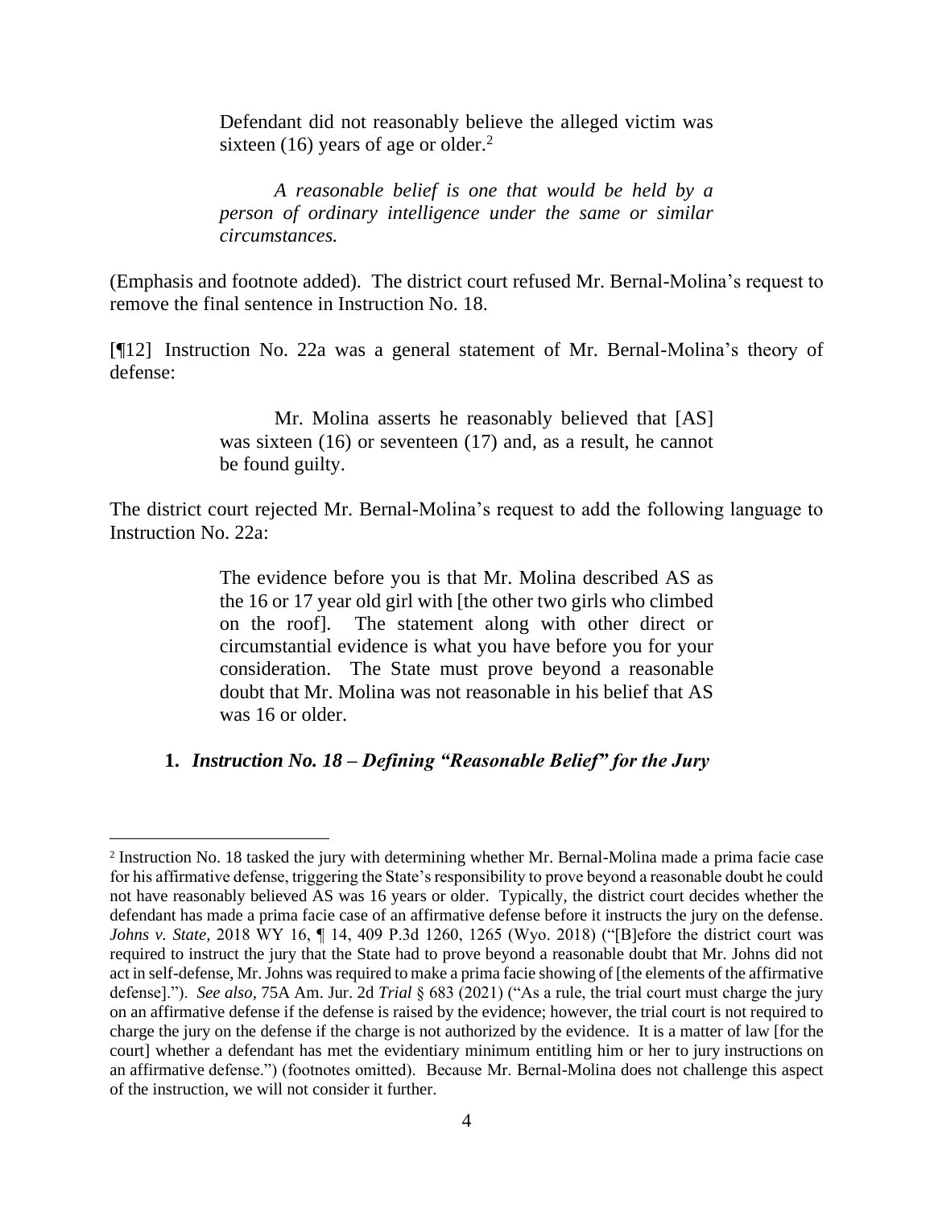> Defendant did not reasonably believe the alleged victim was sixteen (16) years of age or older.[2]
>
> *A reasonable belief is one that would be held by a person of ordinary intelligence under the same or similar circumstances.*

(Emphasis and footnote added). The district court refused Mr. Bernal-Molina's request to remove the final sentence in Instruction No. 18.

[¶12] Instruction No. 22a was a general statement of Mr. Bernal-Molina's theory of defense:

> Mr. Molina asserts he reasonably believed that [AS] was sixteen (16) or seventeen (17) and, as a result, he cannot be found guilty.

The district court rejected Mr. Bernal-Molina's request to add the following language to Instruction No. 22a:

> The evidence before you is that Mr. Molina described AS as the 16 or 17 year old girl with [the other two girls who climbed on the roof]. The statement along with other direct or circumstantial evidence is what you have before you for your consideration. The State must prove beyond a reasonable doubt that Mr. Molina was not reasonable in his belief that AS was 16 or older.

**1. *Instruction No. 18 – Defining "Reasonable Belief" for the Jury***

---

[2] Instruction No. 18 tasked the jury with determining whether Mr. Bernal-Molina made a prima facie case for his affirmative defense, triggering the State's responsibility to prove beyond a reasonable doubt he could not have reasonably believed AS was 16 years or older. Typically, the district court decides whether the defendant has made a prima facie case of an affirmative defense before it instructs the jury on the defense. *Johns v. State*, 2018 WY 16, ¶ 14, 409 P.3d 1260, 1265 (Wyo. 2018) ("[B]efore the district court was required to instruct the jury that the State had to prove beyond a reasonable doubt that Mr. Johns did not act in self-defense, Mr. Johns was required to make a prima facie showing of [the elements of the affirmative defense]."). *See also*, 75A Am. Jur. 2d *Trial* § 683 (2021) ("As a rule, the trial court must charge the jury on an affirmative defense if the defense is raised by the evidence; however, the trial court is not required to charge the jury on the defense if the charge is not authorized by the evidence. It is a matter of law [for the court] whether a defendant has met the evidentiary minimum entitling him or her to jury instructions on an affirmative defense.") (footnotes omitted). Because Mr. Bernal-Molina does not challenge this aspect of the instruction, we will not consider it further.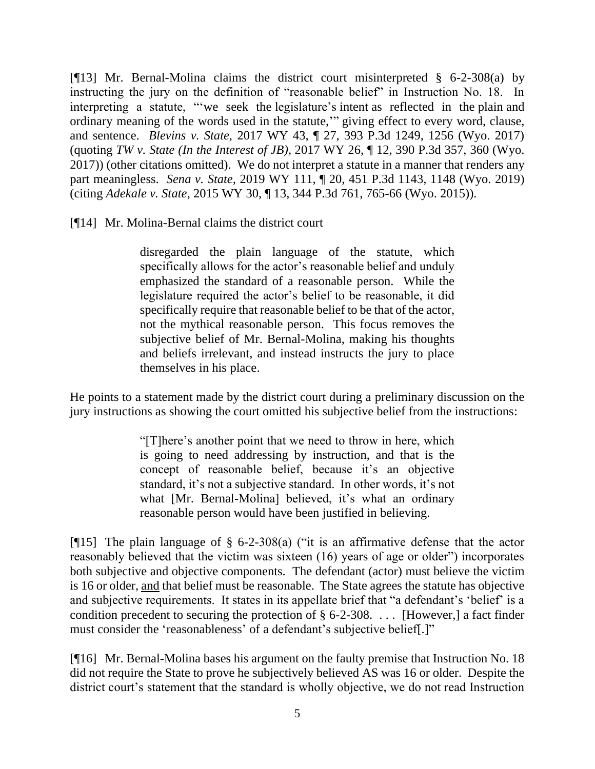[¶13] Mr. Bernal-Molina claims the district court misinterpreted § 6-2-308(a) by instructing the jury on the definition of "reasonable belief" in Instruction No. 18. In interpreting a statute, "'we seek the legislature's intent as reflected in the plain and ordinary meaning of the words used in the statute,'" giving effect to every word, clause, and sentence. *Blevins v. State*, 2017 WY 43, ¶ 27, 393 P.3d 1249, 1256 (Wyo. 2017) (quoting *TW v. State (In the Interest of JB)*, 2017 WY 26, ¶ 12, 390 P.3d 357, 360 (Wyo. 2017)) (other citations omitted). We do not interpret a statute in a manner that renders any part meaningless. *Sena v. State*, 2019 WY 111, ¶ 20, 451 P.3d 1143, 1148 (Wyo. 2019) (citing *Adekale v. State*, 2015 WY 30, ¶ 13, 344 P.3d 761, 765-66 (Wyo. 2015)).

[¶14] Mr. Molina-Bernal claims the district court

> disregarded the plain language of the statute, which specifically allows for the actor's reasonable belief and unduly emphasized the standard of a reasonable person. While the legislature required the actor's belief to be reasonable, it did specifically require that reasonable belief to be that of the actor, not the mythical reasonable person. This focus removes the subjective belief of Mr. Bernal-Molina, making his thoughts and beliefs irrelevant, and instead instructs the jury to place themselves in his place.

He points to a statement made by the district court during a preliminary discussion on the jury instructions as showing the court omitted his subjective belief from the instructions:

> "[T]here's another point that we need to throw in here, which is going to need addressing by instruction, and that is the concept of reasonable belief, because it's an objective standard, it's not a subjective standard. In other words, it's not what [Mr. Bernal-Molina] believed, it's what an ordinary reasonable person would have been justified in believing.

[¶15] The plain language of § 6-2-308(a) ("it is an affirmative defense that the actor reasonably believed that the victim was sixteen (16) years of age or older") incorporates both subjective and objective components. The defendant (actor) must believe the victim is 16 or older, <u>and</u> that belief must be reasonable. The State agrees the statute has objective and subjective requirements. It states in its appellate brief that "a defendant's 'belief' is a condition precedent to securing the protection of § 6-2-308. . . . [However,] a fact finder must consider the 'reasonableness' of a defendant's subjective belief[.]"

[¶16] Mr. Bernal-Molina bases his argument on the faulty premise that Instruction No. 18 did not require the State to prove he subjectively believed AS was 16 or older. Despite the district court's statement that the standard is wholly objective, we do not read Instruction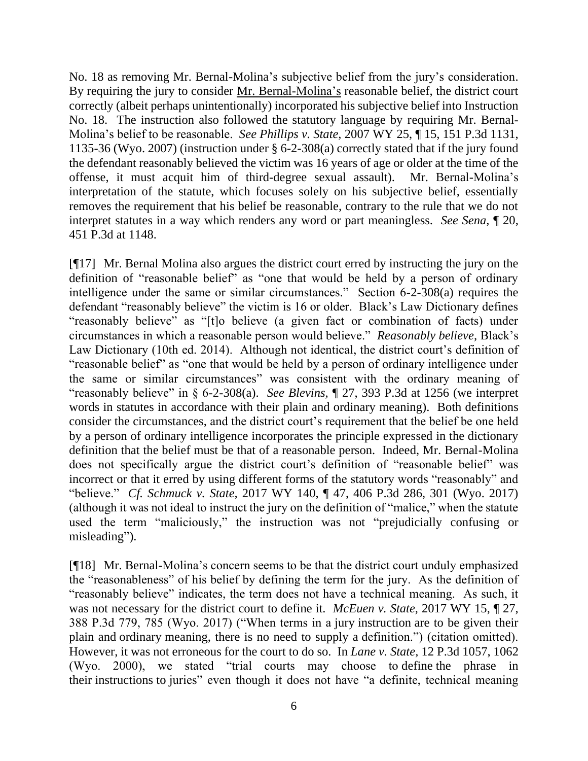No. 18 as removing Mr. Bernal-Molina's subjective belief from the jury's consideration. By requiring the jury to consider Mr. Bernal-Molina's reasonable belief, the district court correctly (albeit perhaps unintentionally) incorporated his subjective belief into Instruction No. 18. The instruction also followed the statutory language by requiring Mr. Bernal-Molina's belief to be reasonable. *See Phillips v. State,* 2007 WY 25, ¶ 15, 151 P.3d 1131, 1135-36 (Wyo. 2007) (instruction under § 6-2-308(a) correctly stated that if the jury found the defendant reasonably believed the victim was 16 years of age or older at the time of the offense, it must acquit him of third-degree sexual assault). Mr. Bernal-Molina's interpretation of the statute, which focuses solely on his subjective belief, essentially removes the requirement that his belief be reasonable, contrary to the rule that we do not interpret statutes in a way which renders any word or part meaningless. *See Sena,* ¶ 20, 451 P.3d at 1148.

[¶17] Mr. Bernal Molina also argues the district court erred by instructing the jury on the definition of "reasonable belief" as "one that would be held by a person of ordinary intelligence under the same or similar circumstances." Section 6-2-308(a) requires the defendant "reasonably believe" the victim is 16 or older. Black's Law Dictionary defines "reasonably believe" as "[t]o believe (a given fact or combination of facts) under circumstances in which a reasonable person would believe." *Reasonably believe,* Black's Law Dictionary (10th ed. 2014). Although not identical, the district court's definition of "reasonable belief" as "one that would be held by a person of ordinary intelligence under the same or similar circumstances" was consistent with the ordinary meaning of "reasonably believe" in § 6-2-308(a). *See Blevins,* ¶ 27, 393 P.3d at 1256 (we interpret words in statutes in accordance with their plain and ordinary meaning). Both definitions consider the circumstances, and the district court's requirement that the belief be one held by a person of ordinary intelligence incorporates the principle expressed in the dictionary definition that the belief must be that of a reasonable person. Indeed, Mr. Bernal-Molina does not specifically argue the district court's definition of "reasonable belief" was incorrect or that it erred by using different forms of the statutory words "reasonably" and "believe." *Cf. Schmuck v. State,* 2017 WY 140, ¶ 47, 406 P.3d 286, 301 (Wyo. 2017) (although it was not ideal to instruct the jury on the definition of "malice," when the statute used the term "maliciously," the instruction was not "prejudicially confusing or misleading").

[¶18] Mr. Bernal-Molina's concern seems to be that the district court unduly emphasized the "reasonableness" of his belief by defining the term for the jury. As the definition of "reasonably believe" indicates, the term does not have a technical meaning. As such, it was not necessary for the district court to define it. *McEuen v. State,* 2017 WY 15, ¶ 27, 388 P.3d 779, 785 (Wyo. 2017) ("When terms in a jury instruction are to be given their plain and ordinary meaning, there is no need to supply a definition.") (citation omitted). However, it was not erroneous for the court to do so. In *Lane v. State,* 12 P.3d 1057, 1062 (Wyo. 2000), we stated "trial courts may choose to define the phrase in their instructions to juries" even though it does not have "a definite, technical meaning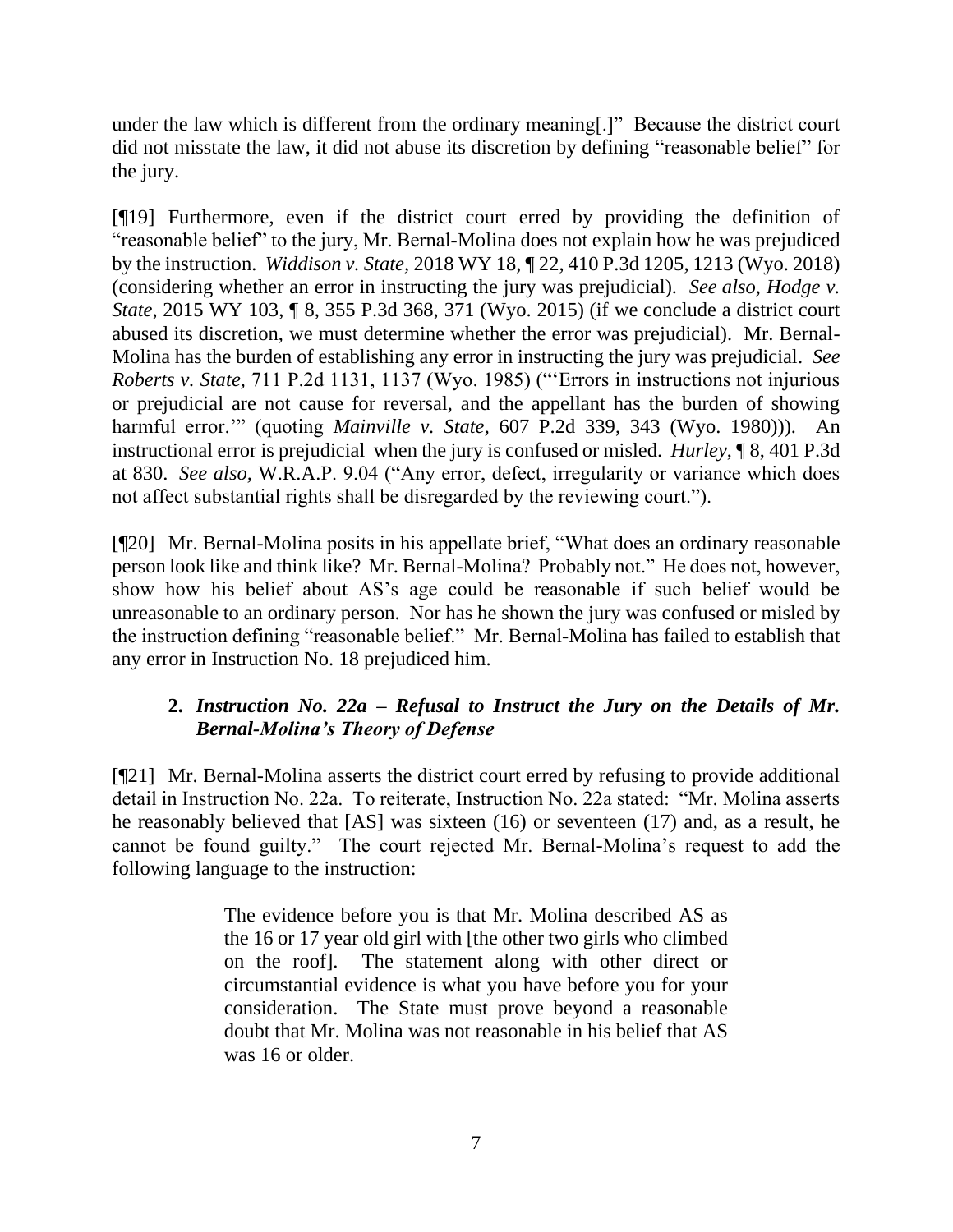under the law which is different from the ordinary meaning[.]" Because the district court did not misstate the law, it did not abuse its discretion by defining "reasonable belief" for the jury.

[¶19] Furthermore, even if the district court erred by providing the definition of "reasonable belief" to the jury, Mr. Bernal-Molina does not explain how he was prejudiced by the instruction. *Widdison v. State*, 2018 WY 18, ¶ 22, 410 P.3d 1205, 1213 (Wyo. 2018) (considering whether an error in instructing the jury was prejudicial). *See also, Hodge v. State*, 2015 WY 103, ¶ 8, 355 P.3d 368, 371 (Wyo. 2015) (if we conclude a district court abused its discretion, we must determine whether the error was prejudicial). Mr. Bernal-Molina has the burden of establishing any error in instructing the jury was prejudicial. *See Roberts v. State*, 711 P.2d 1131, 1137 (Wyo. 1985) ("'Errors in instructions not injurious or prejudicial are not cause for reversal, and the appellant has the burden of showing harmful error.'" (quoting *Mainville v. State*, 607 P.2d 339, 343 (Wyo. 1980))). An instructional error is prejudicial when the jury is confused or misled. *Hurley*, ¶ 8, 401 P.3d at 830. *See also,* W.R.A.P. 9.04 ("Any error, defect, irregularity or variance which does not affect substantial rights shall be disregarded by the reviewing court.").

[¶20] Mr. Bernal-Molina posits in his appellate brief, "What does an ordinary reasonable person look like and think like? Mr. Bernal-Molina? Probably not." He does not, however, show how his belief about AS's age could be reasonable if such belief would be unreasonable to an ordinary person. Nor has he shown the jury was confused or misled by the instruction defining "reasonable belief." Mr. Bernal-Molina has failed to establish that any error in Instruction No. 18 prejudiced him.

### 2. *Instruction No. 22a – Refusal to Instruct the Jury on the Details of Mr. Bernal-Molina's Theory of Defense*

[¶21] Mr. Bernal-Molina asserts the district court erred by refusing to provide additional detail in Instruction No. 22a. To reiterate, Instruction No. 22a stated: "Mr. Molina asserts he reasonably believed that [AS] was sixteen (16) or seventeen (17) and, as a result, he cannot be found guilty." The court rejected Mr. Bernal-Molina's request to add the following language to the instruction:

> The evidence before you is that Mr. Molina described AS as the 16 or 17 year old girl with [the other two girls who climbed on the roof]. The statement along with other direct or circumstantial evidence is what you have before you for your consideration. The State must prove beyond a reasonable doubt that Mr. Molina was not reasonable in his belief that AS was 16 or older.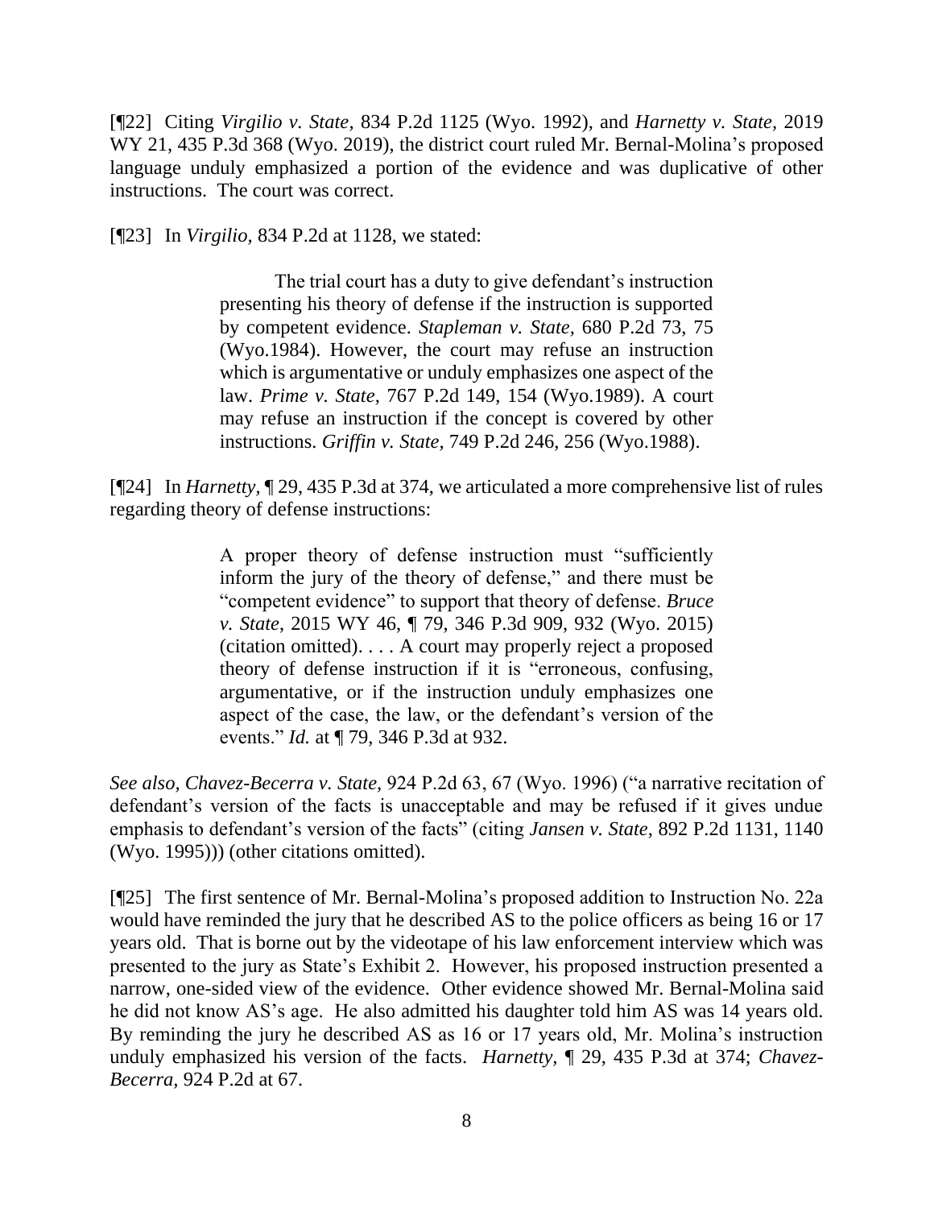[¶22] Citing *Virgilio v. State*, 834 P.2d 1125 (Wyo. 1992), and *Harnetty v. State,* 2019 WY 21, 435 P.3d 368 (Wyo. 2019), the district court ruled Mr. Bernal-Molina's proposed language unduly emphasized a portion of the evidence and was duplicative of other instructions. The court was correct.

[¶23] In *Virgilio,* 834 P.2d at 1128, we stated:

> The trial court has a duty to give defendant's instruction presenting his theory of defense if the instruction is supported by competent evidence. *Stapleman v. State,* 680 P.2d 73, 75 (Wyo.1984). However, the court may refuse an instruction which is argumentative or unduly emphasizes one aspect of the law. *Prime v. State,* 767 P.2d 149, 154 (Wyo.1989). A court may refuse an instruction if the concept is covered by other instructions. *Griffin v. State*, 749 P.2d 246, 256 (Wyo.1988).

[¶24] In *Harnetty,* ¶ 29, 435 P.3d at 374, we articulated a more comprehensive list of rules regarding theory of defense instructions:

> A proper theory of defense instruction must "sufficiently inform the jury of the theory of defense," and there must be "competent evidence" to support that theory of defense. *Bruce v. State*, 2015 WY 46, ¶ 79, 346 P.3d 909, 932 (Wyo. 2015) (citation omitted). . . . A court may properly reject a proposed theory of defense instruction if it is "erroneous, confusing, argumentative, or if the instruction unduly emphasizes one aspect of the case, the law, or the defendant's version of the events." *Id.* at ¶ 79, 346 P.3d at 932.

*See also, Chavez-Becerra v. State,* 924 P.2d 63, 67 (Wyo. 1996) ("a narrative recitation of defendant's version of the facts is unacceptable and may be refused if it gives undue emphasis to defendant's version of the facts" (citing *Jansen v. State,* 892 P.2d 1131, 1140 (Wyo. 1995))) (other citations omitted).

[¶25] The first sentence of Mr. Bernal-Molina's proposed addition to Instruction No. 22a would have reminded the jury that he described AS to the police officers as being 16 or 17 years old. That is borne out by the videotape of his law enforcement interview which was presented to the jury as State's Exhibit 2. However, his proposed instruction presented a narrow, one-sided view of the evidence. Other evidence showed Mr. Bernal-Molina said he did not know AS's age. He also admitted his daughter told him AS was 14 years old. By reminding the jury he described AS as 16 or 17 years old, Mr. Molina's instruction unduly emphasized his version of the facts. *Harnetty,* ¶ 29, 435 P.3d at 374; *Chavez-Becerra,* 924 P.2d at 67.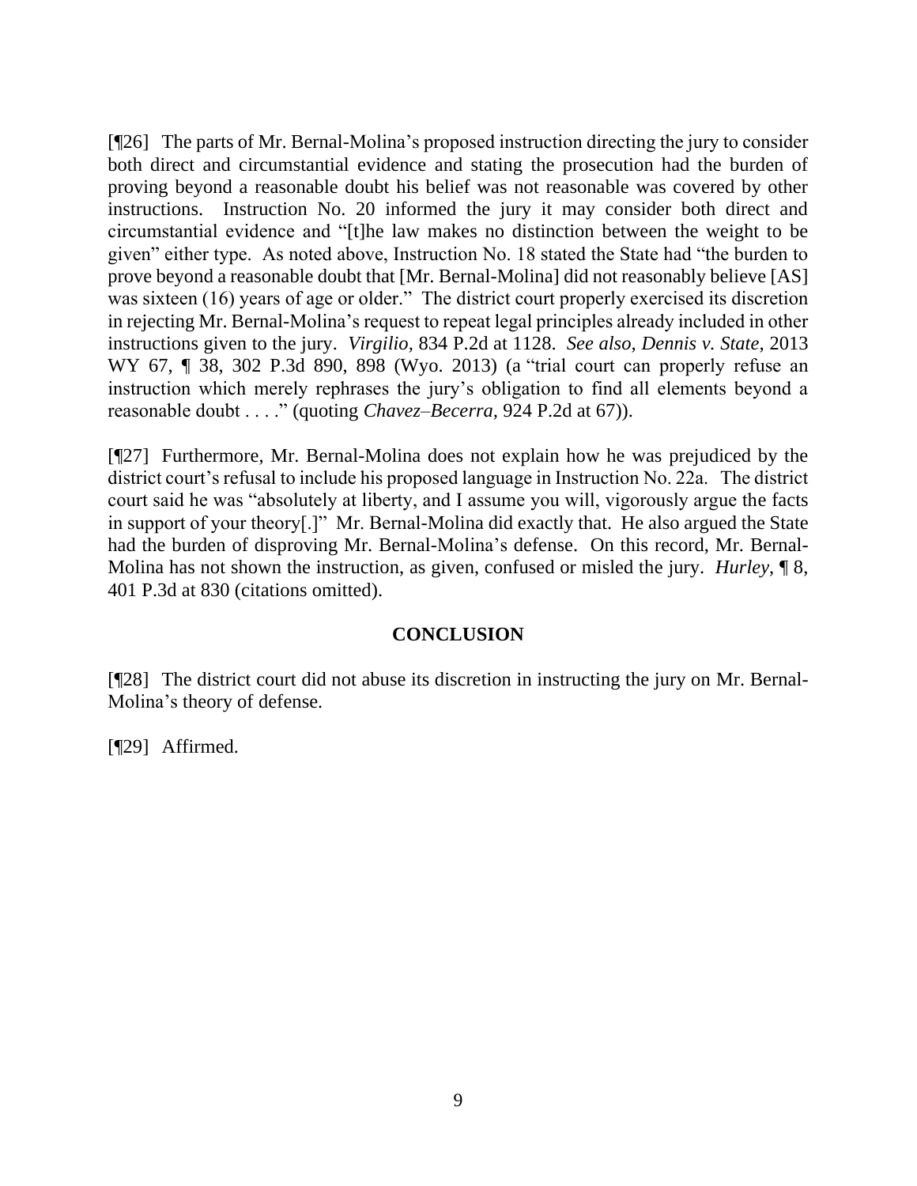[¶26] The parts of Mr. Bernal-Molina's proposed instruction directing the jury to consider both direct and circumstantial evidence and stating the prosecution had the burden of proving beyond a reasonable doubt his belief was not reasonable was covered by other instructions. Instruction No. 20 informed the jury it may consider both direct and circumstantial evidence and "[t]he law makes no distinction between the weight to be given" either type. As noted above, Instruction No. 18 stated the State had "the burden to prove beyond a reasonable doubt that [Mr. Bernal-Molina] did not reasonably believe [AS] was sixteen (16) years of age or older." The district court properly exercised its discretion in rejecting Mr. Bernal-Molina's request to repeat legal principles already included in other instructions given to the jury. *Virgilio,* 834 P.2d at 1128. *See also, Dennis v. State,* 2013 WY 67, ¶ 38, 302 P.3d 890, 898 (Wyo. 2013) (a "trial court can properly refuse an instruction which merely rephrases the jury's obligation to find all elements beyond a reasonable doubt . . . ." (quoting *Chavez–Becerra,* 924 P.2d at 67)).

[¶27] Furthermore, Mr. Bernal-Molina does not explain how he was prejudiced by the district court's refusal to include his proposed language in Instruction No. 22a. The district court said he was "absolutely at liberty, and I assume you will, vigorously argue the facts in support of your theory[.]" Mr. Bernal-Molina did exactly that. He also argued the State had the burden of disproving Mr. Bernal-Molina's defense. On this record, Mr. Bernal-Molina has not shown the instruction, as given, confused or misled the jury. *Hurley,* ¶ 8, 401 P.3d at 830 (citations omitted).

## CONCLUSION

[¶28] The district court did not abuse its discretion in instructing the jury on Mr. Bernal-Molina's theory of defense.

[¶29] Affirmed.